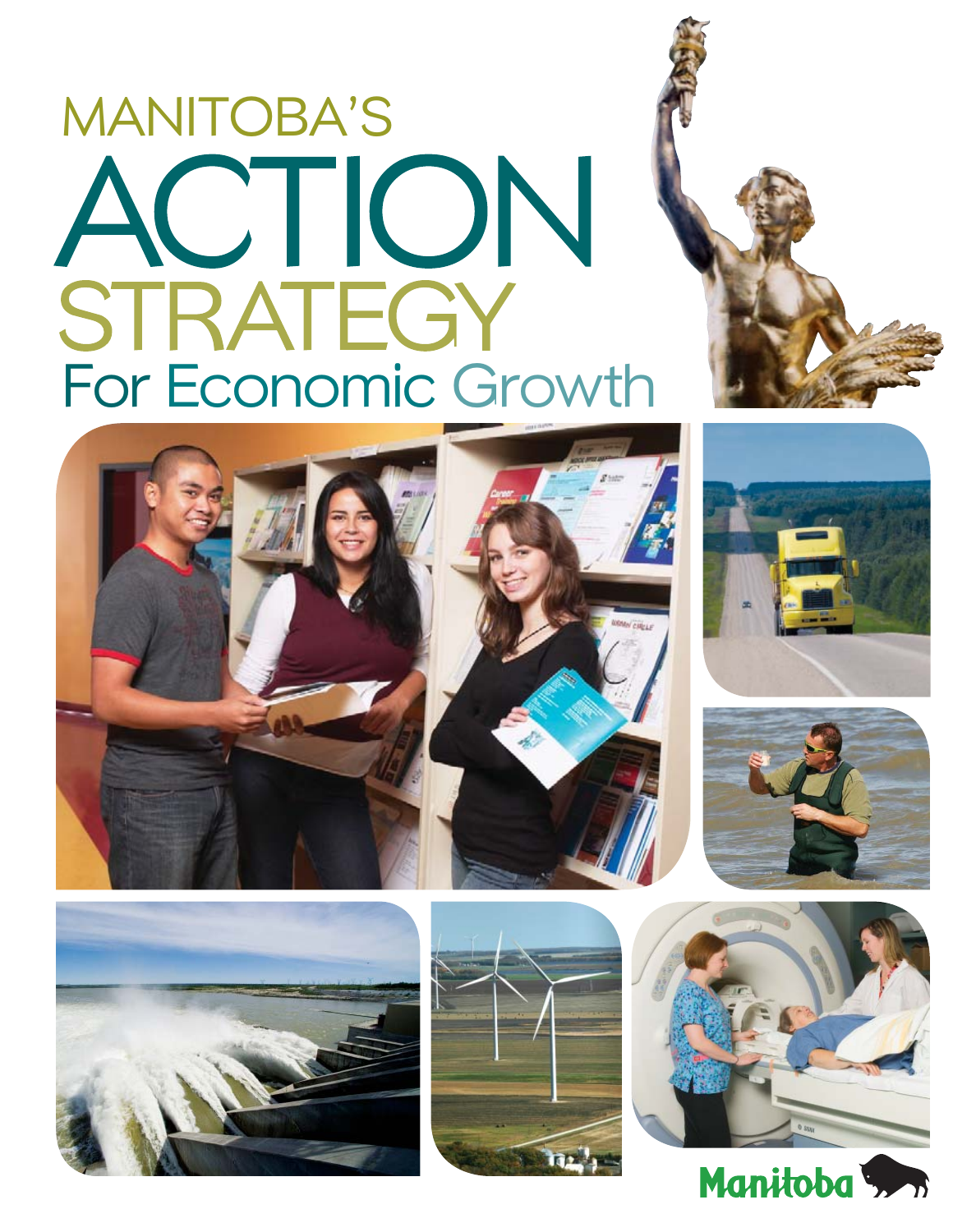# MANITOBA'S ACTION STRATEGY For Economic Growth

Manitoba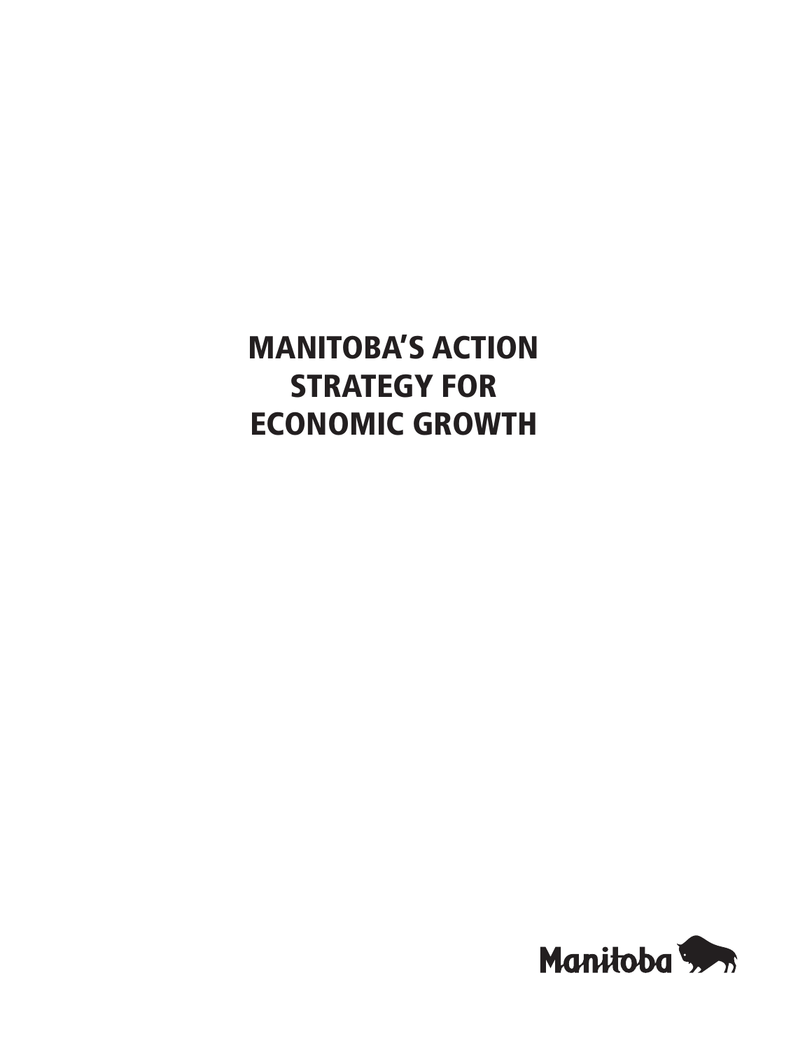# MANITOBA'S ACTION STRATEGY FOR ECONOMIC GROWTH

Manitoba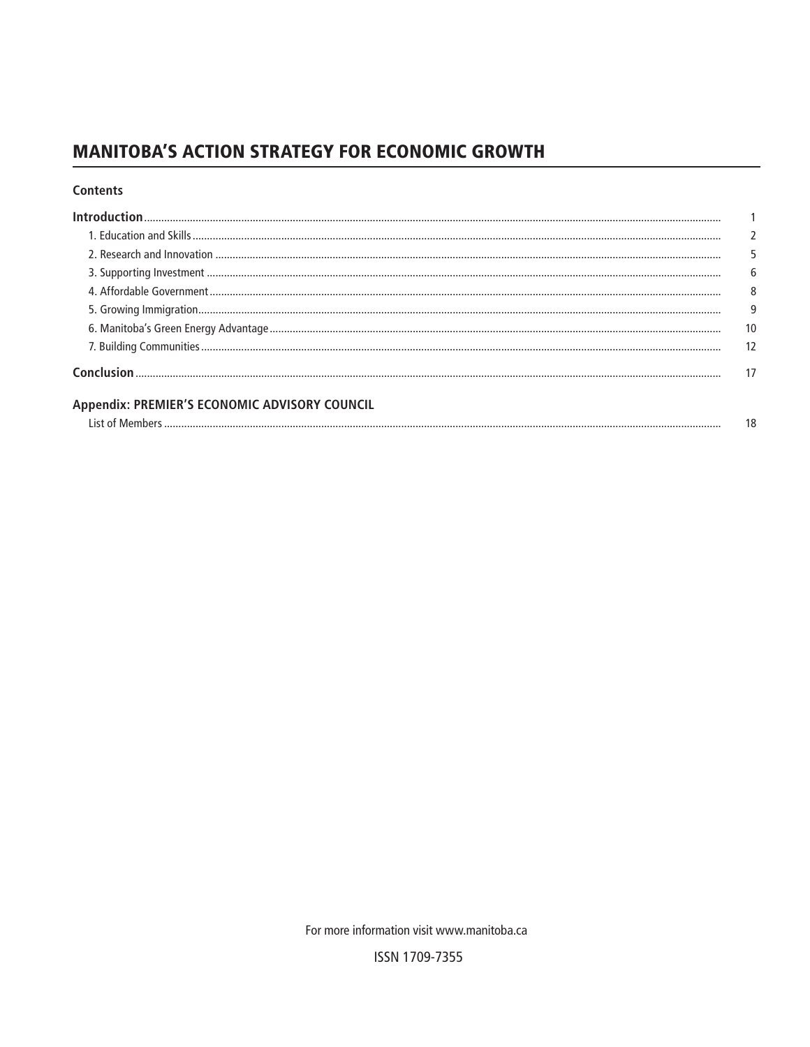# MANITOBA'S ACTION STRATEGY FOR ECONOMIC GROWTH

## Contents

| | |
|---|---|
| **Introduction** | 1 |
| 1. Education and Skills | 2 |
| 2. Research and Innovation | 5 |
| 3. Supporting Investment | 6 |
| 4. Affordable Government | 8 |
| 5. Growing Immigration | 9 |
| 6. Manitoba's Green Energy Advantage | 10 |
| 7. Building Communities | 12 |
| **Conclusion** | 17 |
| **Appendix: PREMIER'S ECONOMIC ADVISORY COUNCIL** | |
| List of Members | 18 |

For more information visit www.manitoba.ca

ISSN 1709-7355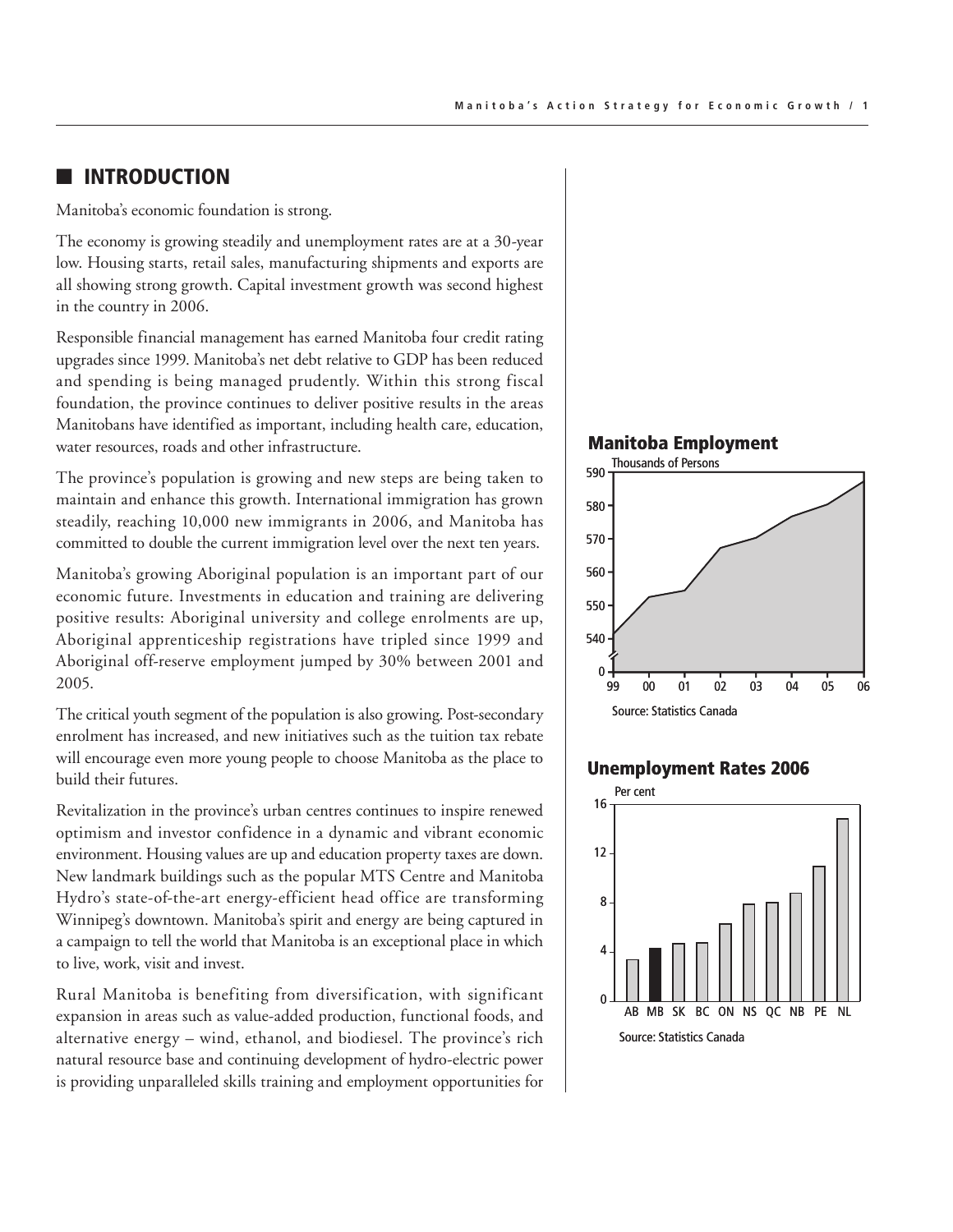## INTRODUCTION

Manitoba's economic foundation is strong.

The economy is growing steadily and unemployment rates are at a 30-year low. Housing starts, retail sales, manufacturing shipments and exports are all showing strong growth. Capital investment growth was second highest in the country in 2006.

Responsible financial management has earned Manitoba four credit rating upgrades since 1999. Manitoba's net debt relative to GDP has been reduced and spending is being managed prudently. Within this strong fiscal foundation, the province continues to deliver positive results in the areas Manitobans have identified as important, including health care, education, water resources, roads and other infrastructure.

The province's population is growing and new steps are being taken to maintain and enhance this growth. International immigration has grown steadily, reaching 10,000 new immigrants in 2006, and Manitoba has committed to double the current immigration level over the next ten years.

Manitoba's growing Aboriginal population is an important part of our economic future. Investments in education and training are delivering positive results: Aboriginal university and college enrolments are up, Aboriginal apprenticeship registrations have tripled since 1999 and Aboriginal off-reserve employment jumped by 30% between 2001 and 2005.

The critical youth segment of the population is also growing. Post-secondary enrolment has increased, and new initiatives such as the tuition tax rebate will encourage even more young people to choose Manitoba as the place to build their futures.

Revitalization in the province's urban centres continues to inspire renewed optimism and investor confidence in a dynamic and vibrant economic environment. Housing values are up and education property taxes are down. New landmark buildings such as the popular MTS Centre and Manitoba Hydro's state-of-the-art energy-efficient head office are transforming Winnipeg's downtown. Manitoba's spirit and energy are being captured in a campaign to tell the world that Manitoba is an exceptional place in which to live, work, visit and invest.

Rural Manitoba is benefiting from diversification, with significant expansion in areas such as value-added production, functional foods, and alternative energy – wind, ethanol, and biodiesel. The province's rich natural resource base and continuing development of hydro-electric power is providing unparalleled skills training and employment opportunities for

**Manitoba Employment**

Thousands of Persons

Source: Statistics Canada

**Unemployment Rates 2006**

Per cent

Source: Statistics Canada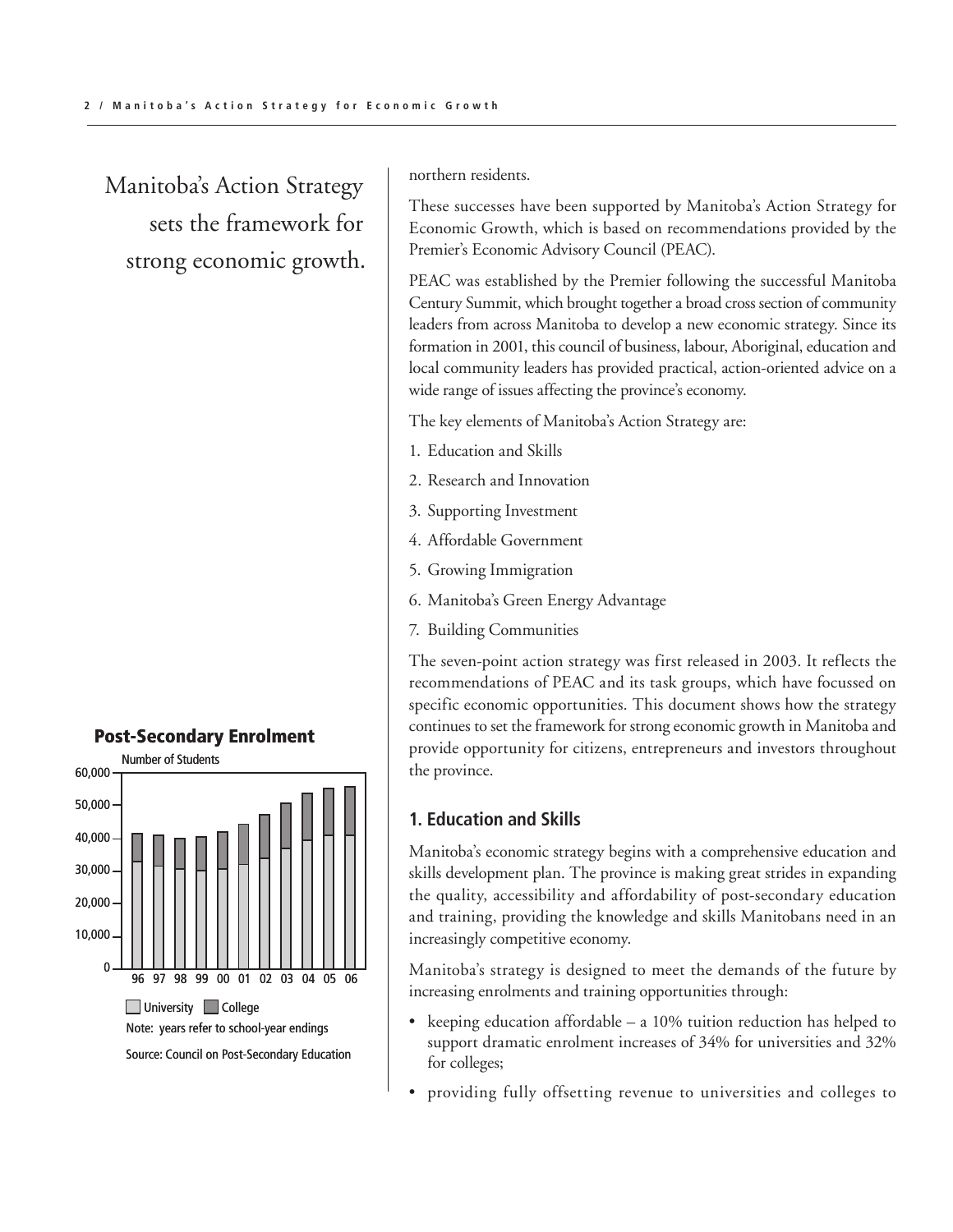Manitoba's Action Strategy sets the framework for strong economic growth.

northern residents.

These successes have been supported by Manitoba's Action Strategy for Economic Growth, which is based on recommendations provided by the Premier's Economic Advisory Council (PEAC).

PEAC was established by the Premier following the successful Manitoba Century Summit, which brought together a broad cross section of community leaders from across Manitoba to develop a new economic strategy. Since its formation in 2001, this council of business, labour, Aboriginal, education and local community leaders has provided practical, action-oriented advice on a wide range of issues affecting the province's economy.

The key elements of Manitoba's Action Strategy are:

1. Education and Skills
2. Research and Innovation
3. Supporting Investment
4. Affordable Government
5. Growing Immigration
6. Manitoba's Green Energy Advantage
7. Building Communities

The seven-point action strategy was first released in 2003. It reflects the recommendations of PEAC and its task groups, which have focussed on specific economic opportunities. This document shows how the strategy continues to set the framework for strong economic growth in Manitoba and provide opportunity for citizens, entrepreneurs and investors throughout the province.

**Post-Secondary Enrolment**

Number of Students

University / College

Note: years refer to school-year endings

Source: Council on Post-Secondary Education

## 1. Education and Skills

Manitoba's economic strategy begins with a comprehensive education and skills development plan. The province is making great strides in expanding the quality, accessibility and affordability of post-secondary education and training, providing the knowledge and skills Manitobans need in an increasingly competitive economy.

Manitoba's strategy is designed to meet the demands of the future by increasing enrolments and training opportunities through:

- keeping education affordable – a 10% tuition reduction has helped to support dramatic enrolment increases of 34% for universities and 32% for colleges;
- providing fully offsetting revenue to universities and colleges to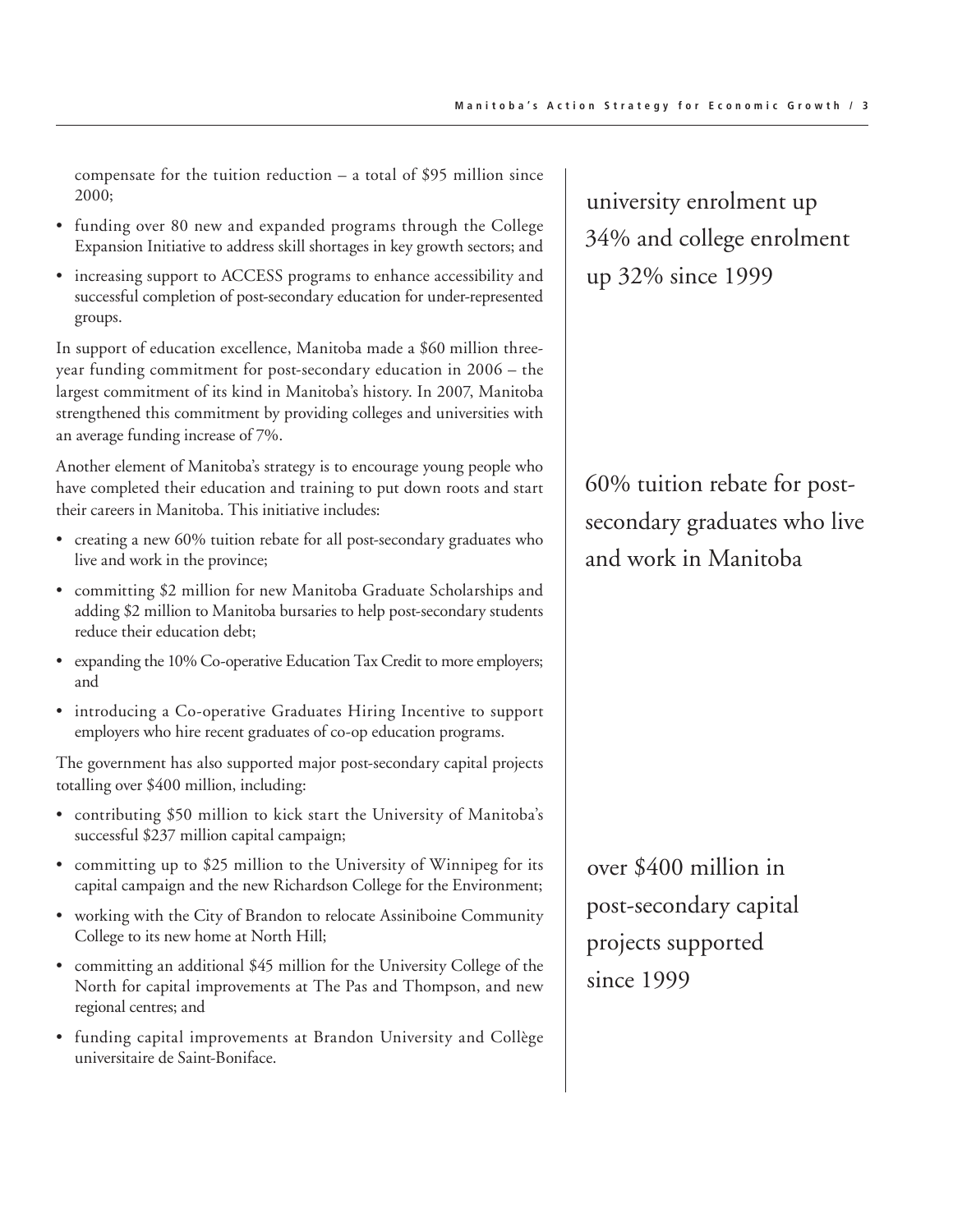compensate for the tuition reduction – a total of $95 million since 2000;

- funding over 80 new and expanded programs through the College Expansion Initiative to address skill shortages in key growth sectors; and
- increasing support to ACCESS programs to enhance accessibility and successful completion of post-secondary education for under-represented groups.

university enrolment up 34% and college enrolment up 32% since 1999

In support of education excellence, Manitoba made a $60 million three-year funding commitment for post-secondary education in 2006 – the largest commitment of its kind in Manitoba's history. In 2007, Manitoba strengthened this commitment by providing colleges and universities with an average funding increase of 7%.

Another element of Manitoba's strategy is to encourage young people who have completed their education and training to put down roots and start their careers in Manitoba. This initiative includes:

- creating a new 60% tuition rebate for all post-secondary graduates who live and work in the province;
- committing $2 million for new Manitoba Graduate Scholarships and adding $2 million to Manitoba bursaries to help post-secondary students reduce their education debt;
- expanding the 10% Co-operative Education Tax Credit to more employers; and
- introducing a Co-operative Graduates Hiring Incentive to support employers who hire recent graduates of co-op education programs.

60% tuition rebate for post-secondary graduates who live and work in Manitoba

The government has also supported major post-secondary capital projects totalling over $400 million, including:

- contributing $50 million to kick start the University of Manitoba's successful $237 million capital campaign;
- committing up to $25 million to the University of Winnipeg for its capital campaign and the new Richardson College for the Environment;
- working with the City of Brandon to relocate Assiniboine Community College to its new home at North Hill;
- committing an additional $45 million for the University College of the North for capital improvements at The Pas and Thompson, and new regional centres; and
- funding capital improvements at Brandon University and Collège universitaire de Saint-Boniface.

over $400 million in post-secondary capital projects supported since 1999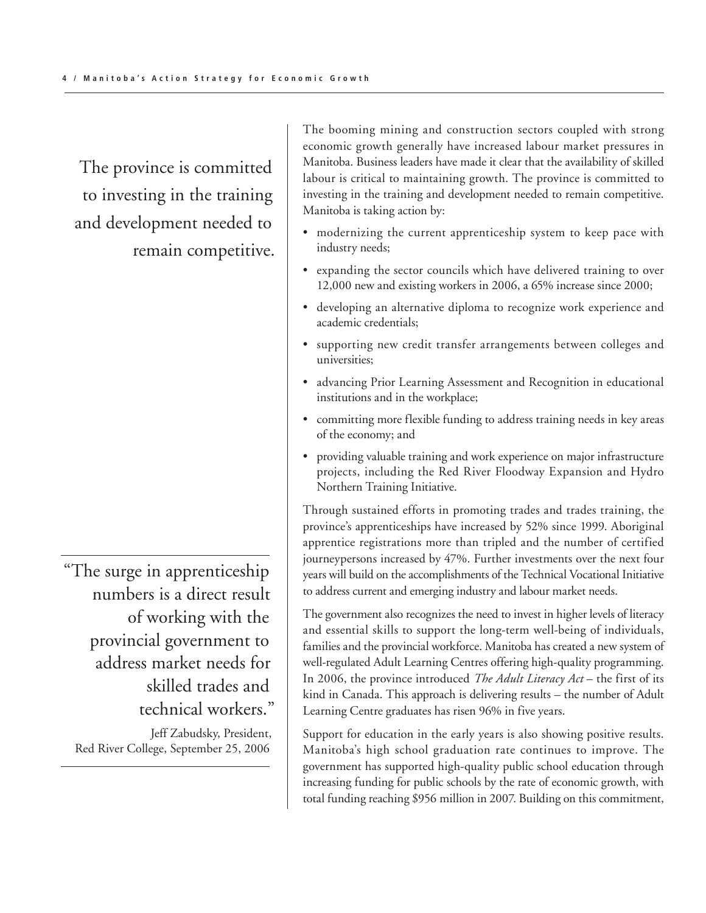> The province is committed to investing in the training and development needed to remain competitive.

The booming mining and construction sectors coupled with strong economic growth generally have increased labour market pressures in Manitoba. Business leaders have made it clear that the availability of skilled labour is critical to maintaining growth. The province is committed to investing in the training and development needed to remain competitive. Manitoba is taking action by:

- modernizing the current apprenticeship system to keep pace with industry needs;
- expanding the sector councils which have delivered training to over 12,000 new and existing workers in 2006, a 65% increase since 2000;
- developing an alternative diploma to recognize work experience and academic credentials;
- supporting new credit transfer arrangements between colleges and universities;
- advancing Prior Learning Assessment and Recognition in educational institutions and in the workplace;
- committing more flexible funding to address training needs in key areas of the economy; and
- providing valuable training and work experience on major infrastructure projects, including the Red River Floodway Expansion and Hydro Northern Training Initiative.

Through sustained efforts in promoting trades and trades training, the province's apprenticeships have increased by 52% since 1999. Aboriginal apprentice registrations more than tripled and the number of certified journeypersons increased by 47%. Further investments over the next four years will build on the accomplishments of the Technical Vocational Initiative to address current and emerging industry and labour market needs.

> "The surge in apprenticeship numbers is a direct result of working with the provincial government to address market needs for skilled trades and technical workers."
>
> Jeff Zabudsky, President, Red River College, September 25, 2006

The government also recognizes the need to invest in higher levels of literacy and essential skills to support the long-term well-being of individuals, families and the provincial workforce. Manitoba has created a new system of well-regulated Adult Learning Centres offering high-quality programming. In 2006, the province introduced *The Adult Literacy Act* – the first of its kind in Canada. This approach is delivering results – the number of Adult Learning Centre graduates has risen 96% in five years.

Support for education in the early years is also showing positive results. Manitoba's high school graduation rate continues to improve. The government has supported high-quality public school education through increasing funding for public schools by the rate of economic growth, with total funding reaching $956 million in 2007. Building on this commitment,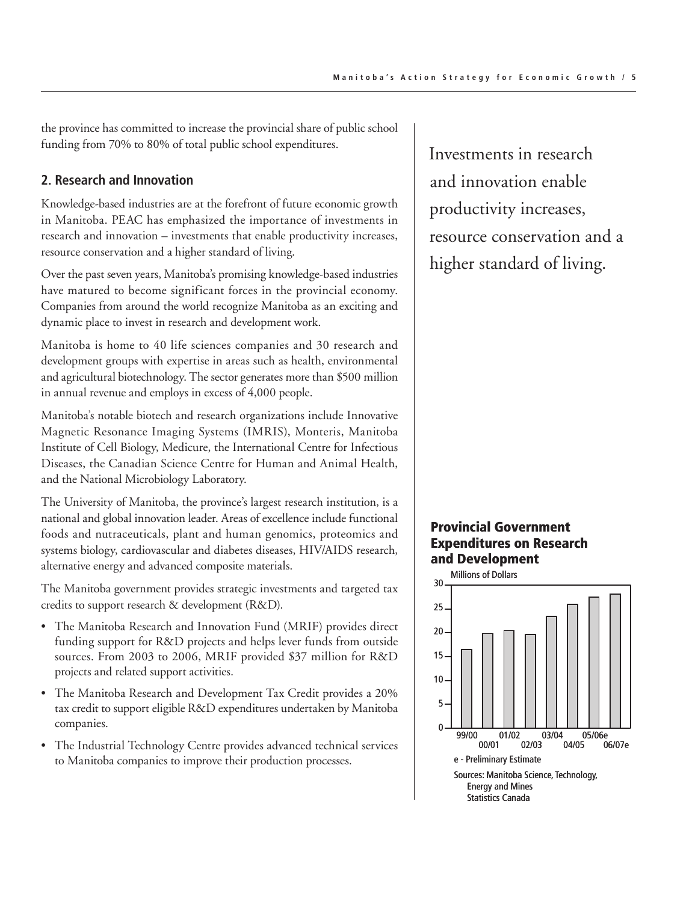the province has committed to increase the provincial share of public school funding from 70% to 80% of total public school expenditures.

## 2. Research and Innovation

Knowledge-based industries are at the forefront of future economic growth in Manitoba. PEAC has emphasized the importance of investments in research and innovation – investments that enable productivity increases, resource conservation and a higher standard of living.

Over the past seven years, Manitoba's promising knowledge-based industries have matured to become significant forces in the provincial economy. Companies from around the world recognize Manitoba as an exciting and dynamic place to invest in research and development work.

Manitoba is home to 40 life sciences companies and 30 research and development groups with expertise in areas such as health, environmental and agricultural biotechnology. The sector generates more than $500 million in annual revenue and employs in excess of 4,000 people.

Manitoba's notable biotech and research organizations include Innovative Magnetic Resonance Imaging Systems (IMRIS), Monteris, Manitoba Institute of Cell Biology, Medicure, the International Centre for Infectious Diseases, the Canadian Science Centre for Human and Animal Health, and the National Microbiology Laboratory.

The University of Manitoba, the province's largest research institution, is a national and global innovation leader. Areas of excellence include functional foods and nutraceuticals, plant and human genomics, proteomics and systems biology, cardiovascular and diabetes diseases, HIV/AIDS research, alternative energy and advanced composite materials.

The Manitoba government provides strategic investments and targeted tax credits to support research & development (R&D).

- The Manitoba Research and Innovation Fund (MRIF) provides direct funding support for R&D projects and helps lever funds from outside sources. From 2003 to 2006, MRIF provided $37 million for R&D projects and related support activities.
- The Manitoba Research and Development Tax Credit provides a 20% tax credit to support eligible R&D expenditures undertaken by Manitoba companies.
- The Industrial Technology Centre provides advanced technical services to Manitoba companies to improve their production processes.

Investments in research and innovation enable productivity increases, resource conservation and a higher standard of living.

**Provincial Government Expenditures on Research and Development**

Millions of Dollars

e - Preliminary Estimate

Sources: Manitoba Science, Technology, Energy and Mines; Statistics Canada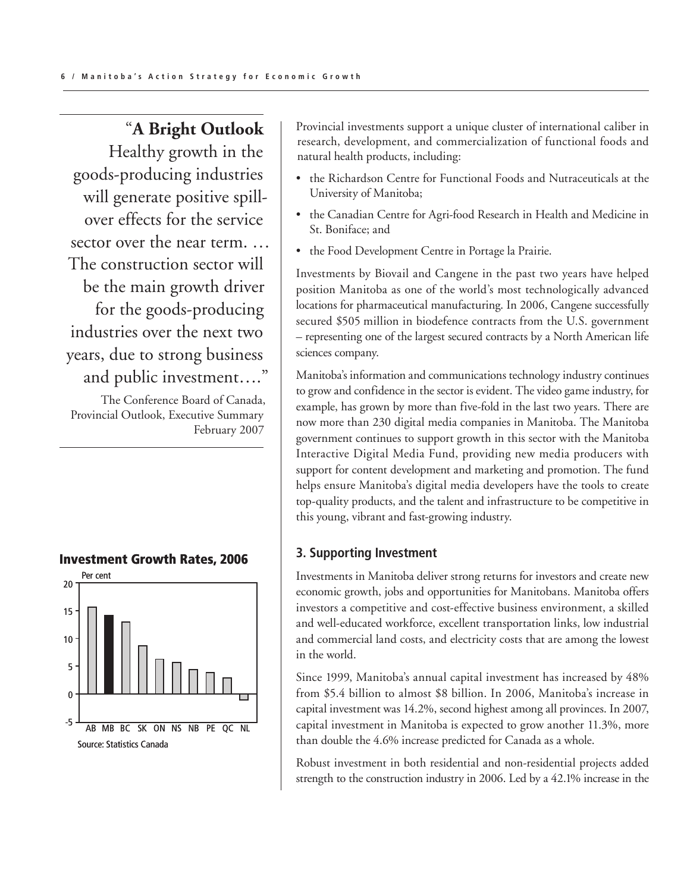"**A Bright Outlook**
Healthy growth in the goods-producing industries will generate positive spill-over effects for the service sector over the near term. … The construction sector will be the main growth driver for the goods-producing industries over the next two years, due to strong business and public investment…."

The Conference Board of Canada, Provincial Outlook, Executive Summary February 2007

**Investment Growth Rates, 2006**

Per cent

AB MB BC SK ON NS NB PE QC NL

Source: Statistics Canada

Provincial investments support a unique cluster of international caliber in research, development, and commercialization of functional foods and natural health products, including:

- the Richardson Centre for Functional Foods and Nutraceuticals at the University of Manitoba;
- the Canadian Centre for Agri-food Research in Health and Medicine in St. Boniface; and
- the Food Development Centre in Portage la Prairie.

Investments by Biovail and Cangene in the past two years have helped position Manitoba as one of the world's most technologically advanced locations for pharmaceutical manufacturing. In 2006, Cangene successfully secured $505 million in biodefence contracts from the U.S. government – representing one of the largest secured contracts by a North American life sciences company.

Manitoba's information and communications technology industry continues to grow and confidence in the sector is evident. The video game industry, for example, has grown by more than five-fold in the last two years. There are now more than 230 digital media companies in Manitoba. The Manitoba government continues to support growth in this sector with the Manitoba Interactive Digital Media Fund, providing new media producers with support for content development and marketing and promotion. The fund helps ensure Manitoba's digital media developers have the tools to create top-quality products, and the talent and infrastructure to be competitive in this young, vibrant and fast-growing industry.

## 3. Supporting Investment

Investments in Manitoba deliver strong returns for investors and create new economic growth, jobs and opportunities for Manitobans. Manitoba offers investors a competitive and cost-effective business environment, a skilled and well-educated workforce, excellent transportation links, low industrial and commercial land costs, and electricity costs that are among the lowest in the world.

Since 1999, Manitoba's annual capital investment has increased by 48% from $5.4 billion to almost $8 billion. In 2006, Manitoba's increase in capital investment was 14.2%, second highest among all provinces. In 2007, capital investment in Manitoba is expected to grow another 11.3%, more than double the 4.6% increase predicted for Canada as a whole.

Robust investment in both residential and non-residential projects added strength to the construction industry in 2006. Led by a 42.1% increase in the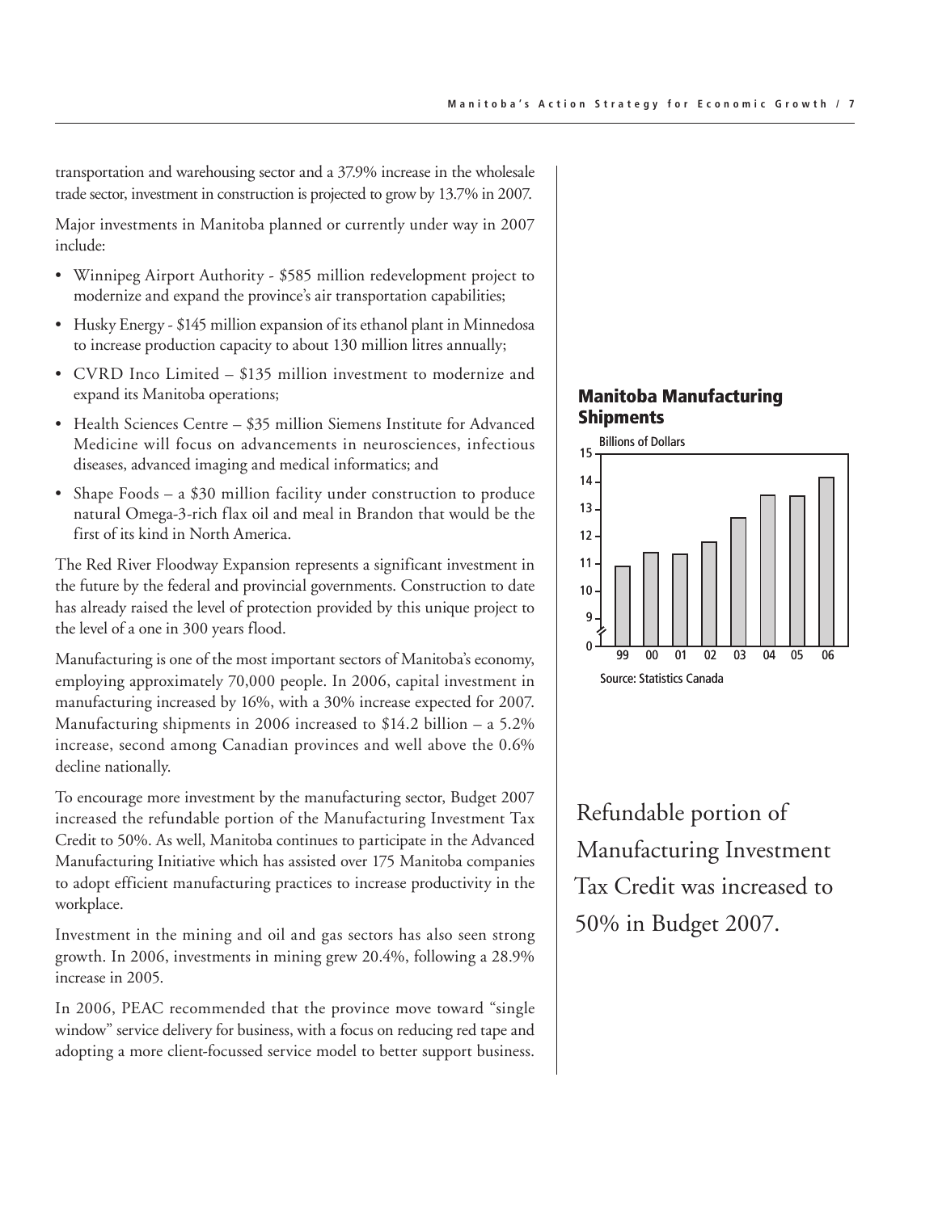transportation and warehousing sector and a 37.9% increase in the wholesale trade sector, investment in construction is projected to grow by 13.7% in 2007.

Major investments in Manitoba planned or currently under way in 2007 include:

- Winnipeg Airport Authority - $585 million redevelopment project to modernize and expand the province's air transportation capabilities;
- Husky Energy - $145 million expansion of its ethanol plant in Minnedosa to increase production capacity to about 130 million litres annually;
- CVRD Inco Limited – $135 million investment to modernize and expand its Manitoba operations;
- Health Sciences Centre – $35 million Siemens Institute for Advanced Medicine will focus on advancements in neurosciences, infectious diseases, advanced imaging and medical informatics; and
- Shape Foods – a $30 million facility under construction to produce natural Omega-3-rich flax oil and meal in Brandon that would be the first of its kind in North America.

The Red River Floodway Expansion represents a significant investment in the future by the federal and provincial governments. Construction to date has already raised the level of protection provided by this unique project to the level of a one in 300 years flood.

Manufacturing is one of the most important sectors of Manitoba's economy, employing approximately 70,000 people. In 2006, capital investment in manufacturing increased by 16%, with a 30% increase expected for 2007. Manufacturing shipments in 2006 increased to $14.2 billion – a 5.2% increase, second among Canadian provinces and well above the 0.6% decline nationally.

To encourage more investment by the manufacturing sector, Budget 2007 increased the refundable portion of the Manufacturing Investment Tax Credit to 50%. As well, Manitoba continues to participate in the Advanced Manufacturing Initiative which has assisted over 175 Manitoba companies to adopt efficient manufacturing practices to increase productivity in the workplace.

Investment in the mining and oil and gas sectors has also seen strong growth. In 2006, investments in mining grew 20.4%, following a 28.9% increase in 2005.

In 2006, PEAC recommended that the province move toward "single window" service delivery for business, with a focus on reducing red tape and adopting a more client-focussed service model to better support business.

### Manitoba Manufacturing Shipments

Billions of Dollars

Source: Statistics Canada

Refundable portion of Manufacturing Investment Tax Credit was increased to 50% in Budget 2007.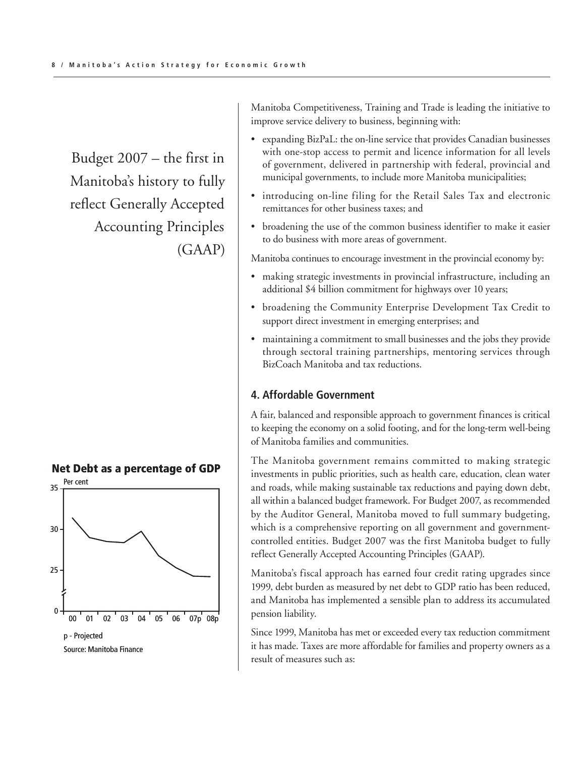Budget 2007 – the first in Manitoba's history to fully reflect Generally Accepted Accounting Principles (GAAP)

**Net Debt as a percentage of GDP**

Per cent

p - Projected

Source: Manitoba Finance

Manitoba Competitiveness, Training and Trade is leading the initiative to improve service delivery to business, beginning with:

- expanding BizPaL: the on-line service that provides Canadian businesses with one-stop access to permit and licence information for all levels of government, delivered in partnership with federal, provincial and municipal governments, to include more Manitoba municipalities;
- introducing on-line filing for the Retail Sales Tax and electronic remittances for other business taxes; and
- broadening the use of the common business identifier to make it easier to do business with more areas of government.

Manitoba continues to encourage investment in the provincial economy by:

- making strategic investments in provincial infrastructure, including an additional $4 billion commitment for highways over 10 years;
- broadening the Community Enterprise Development Tax Credit to support direct investment in emerging enterprises; and
- maintaining a commitment to small businesses and the jobs they provide through sectoral training partnerships, mentoring services through BizCoach Manitoba and tax reductions.

## 4. Affordable Government

A fair, balanced and responsible approach to government finances is critical to keeping the economy on a solid footing, and for the long-term well-being of Manitoba families and communities.

The Manitoba government remains committed to making strategic investments in public priorities, such as health care, education, clean water and roads, while making sustainable tax reductions and paying down debt, all within a balanced budget framework. For Budget 2007, as recommended by the Auditor General, Manitoba moved to full summary budgeting, which is a comprehensive reporting on all government and government-controlled entities. Budget 2007 was the first Manitoba budget to fully reflect Generally Accepted Accounting Principles (GAAP).

Manitoba's fiscal approach has earned four credit rating upgrades since 1999, debt burden as measured by net debt to GDP ratio has been reduced, and Manitoba has implemented a sensible plan to address its accumulated pension liability.

Since 1999, Manitoba has met or exceeded every tax reduction commitment it has made. Taxes are more affordable for families and property owners as a result of measures such as: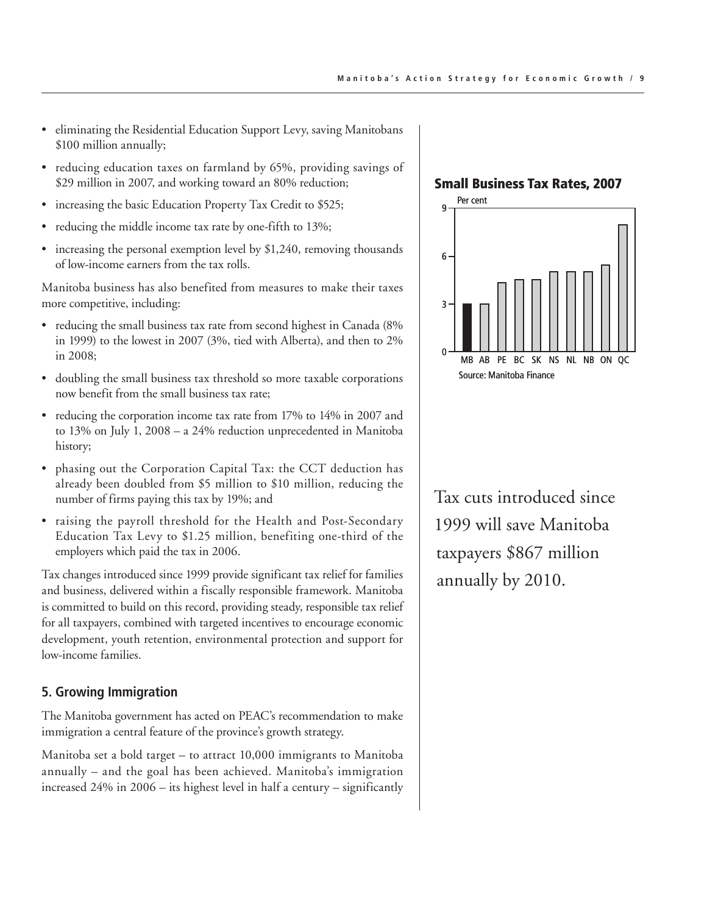- eliminating the Residential Education Support Levy, saving Manitobans $100 million annually;
- reducing education taxes on farmland by 65%, providing savings of $29 million in 2007, and working toward an 80% reduction;
- increasing the basic Education Property Tax Credit to $525;
- reducing the middle income tax rate by one-fifth to 13%;
- increasing the personal exemption level by $1,240, removing thousands of low-income earners from the tax rolls.

Manitoba business has also benefited from measures to make their taxes more competitive, including:

- reducing the small business tax rate from second highest in Canada (8% in 1999) to the lowest in 2007 (3%, tied with Alberta), and then to 2% in 2008;
- doubling the small business tax threshold so more taxable corporations now benefit from the small business tax rate;
- reducing the corporation income tax rate from 17% to 14% in 2007 and to 13% on July 1, 2008 – a 24% reduction unprecedented in Manitoba history;
- phasing out the Corporation Capital Tax: the CCT deduction has already been doubled from $5 million to $10 million, reducing the number of firms paying this tax by 19%; and
- raising the payroll threshold for the Health and Post-Secondary Education Tax Levy to $1.25 million, benefiting one-third of the employers which paid the tax in 2006.

Tax changes introduced since 1999 provide significant tax relief for families and business, delivered within a fiscally responsible framework. Manitoba is committed to build on this record, providing steady, responsible tax relief for all taxpayers, combined with targeted incentives to encourage economic development, youth retention, environmental protection and support for low-income families.

**Small Business Tax Rates, 2007**

Per cent

MB AB PE BC SK NS NL NB ON QC

Source: Manitoba Finance

Tax cuts introduced since 1999 will save Manitoba taxpayers $867 million annually by 2010.

## 5. Growing Immigration

The Manitoba government has acted on PEAC's recommendation to make immigration a central feature of the province's growth strategy.

Manitoba set a bold target – to attract 10,000 immigrants to Manitoba annually – and the goal has been achieved. Manitoba's immigration increased 24% in 2006 – its highest level in half a century – significantly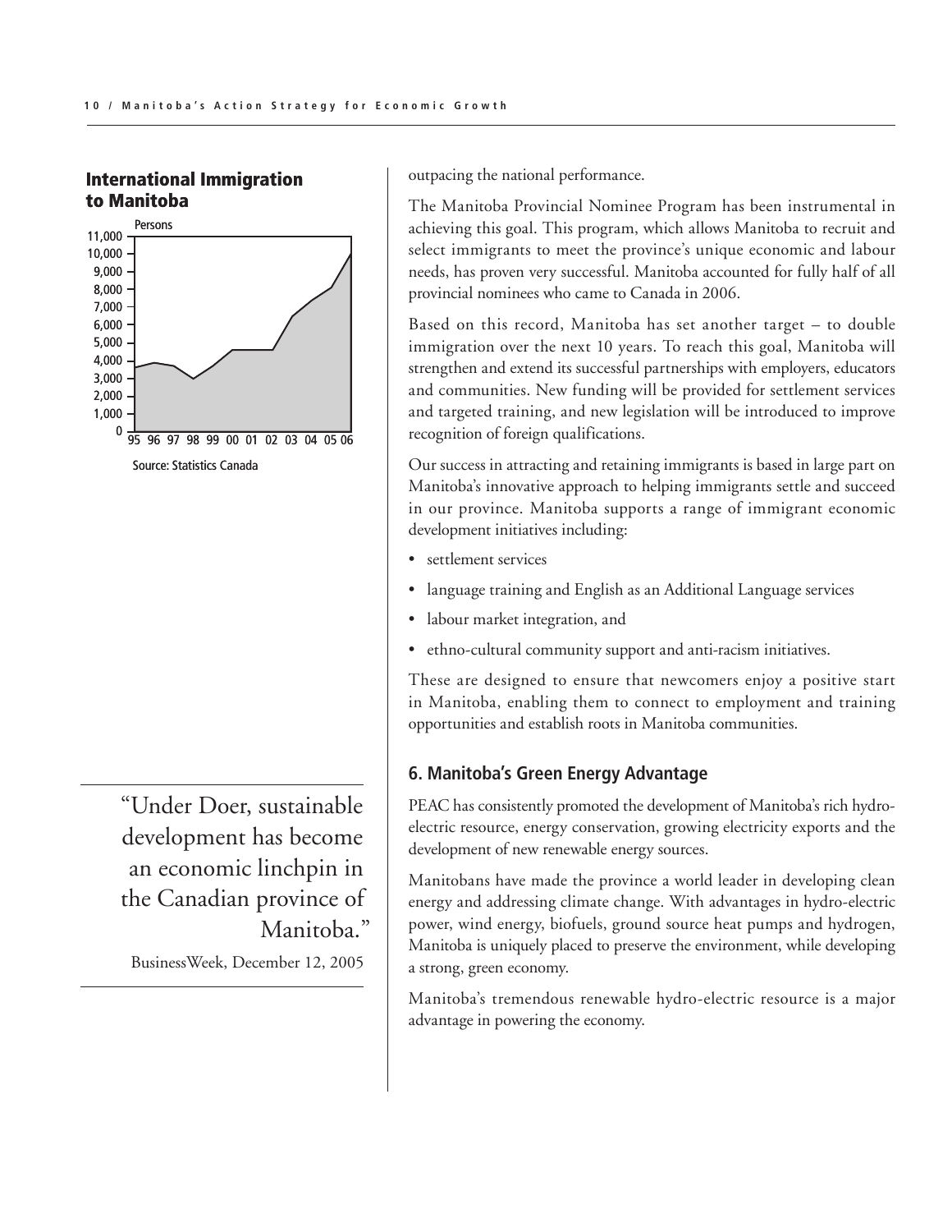## International Immigration to Manitoba

Persons

Source: Statistics Canada

> "Under Doer, sustainable development has become an economic linchpin in the Canadian province of Manitoba."
>
> BusinessWeek, December 12, 2005

outpacing the national performance.

The Manitoba Provincial Nominee Program has been instrumental in achieving this goal. This program, which allows Manitoba to recruit and select immigrants to meet the province's unique economic and labour needs, has proven very successful. Manitoba accounted for fully half of all provincial nominees who came to Canada in 2006.

Based on this record, Manitoba has set another target – to double immigration over the next 10 years. To reach this goal, Manitoba will strengthen and extend its successful partnerships with employers, educators and communities. New funding will be provided for settlement services and targeted training, and new legislation will be introduced to improve recognition of foreign qualifications.

Our success in attracting and retaining immigrants is based in large part on Manitoba's innovative approach to helping immigrants settle and succeed in our province. Manitoba supports a range of immigrant economic development initiatives including:

- settlement services
- language training and English as an Additional Language services
- labour market integration, and
- ethno-cultural community support and anti-racism initiatives.

These are designed to ensure that newcomers enjoy a positive start in Manitoba, enabling them to connect to employment and training opportunities and establish roots in Manitoba communities.

### 6. Manitoba's Green Energy Advantage

PEAC has consistently promoted the development of Manitoba's rich hydro-electric resource, energy conservation, growing electricity exports and the development of new renewable energy sources.

Manitobans have made the province a world leader in developing clean energy and addressing climate change. With advantages in hydro-electric power, wind energy, biofuels, ground source heat pumps and hydrogen, Manitoba is uniquely placed to preserve the environment, while developing a strong, green economy.

Manitoba's tremendous renewable hydro-electric resource is a major advantage in powering the economy.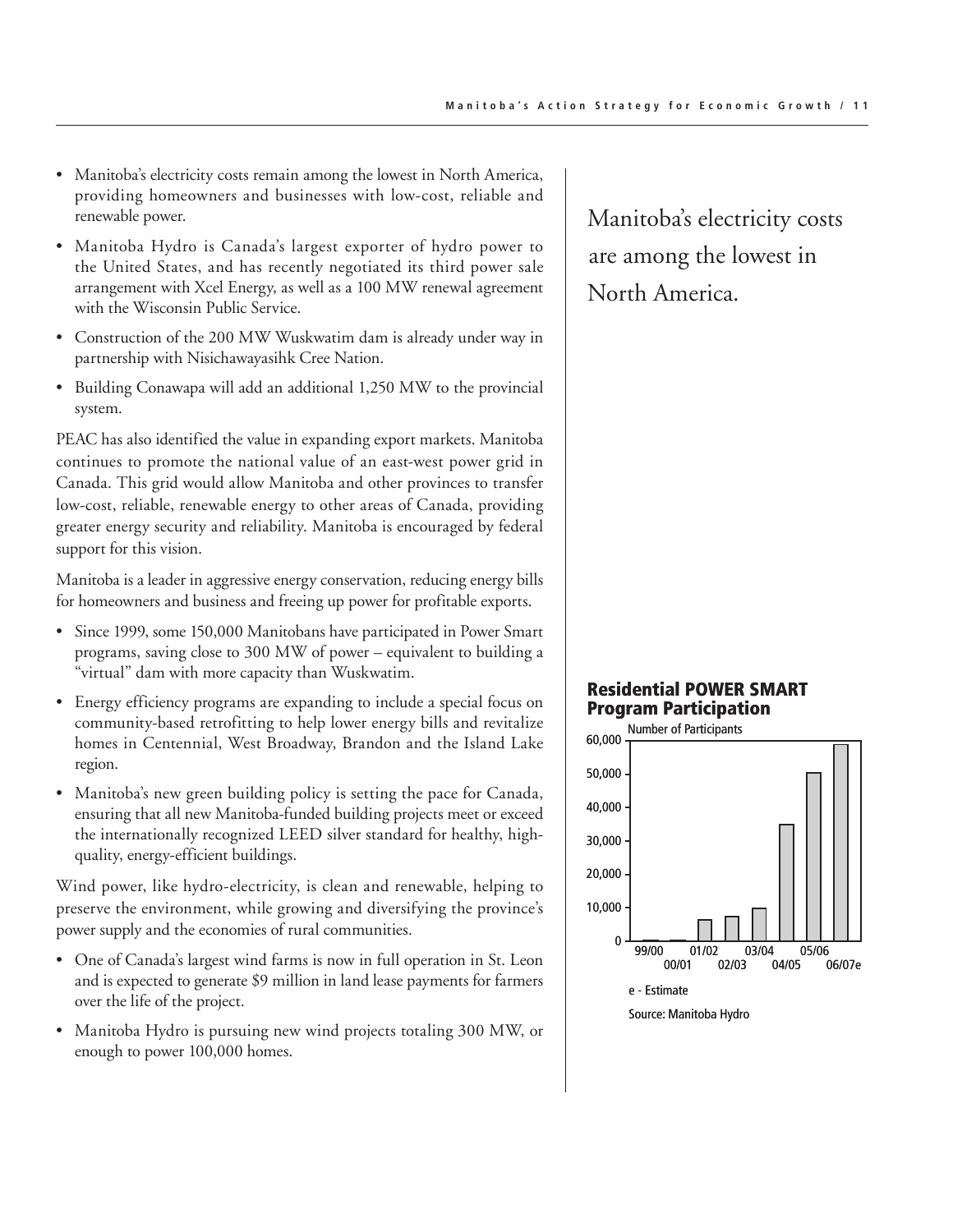- Manitoba's electricity costs remain among the lowest in North America, providing homeowners and businesses with low-cost, reliable and renewable power.
- Manitoba Hydro is Canada's largest exporter of hydro power to the United States, and has recently negotiated its third power sale arrangement with Xcel Energy, as well as a 100 MW renewal agreement with the Wisconsin Public Service.
- Construction of the 200 MW Wuskwatim dam is already under way in partnership with Nisichawayasihk Cree Nation.
- Building Conawapa will add an additional 1,250 MW to the provincial system.

PEAC has also identified the value in expanding export markets. Manitoba continues to promote the national value of an east-west power grid in Canada. This grid would allow Manitoba and other provinces to transfer low-cost, reliable, renewable energy to other areas of Canada, providing greater energy security and reliability. Manitoba is encouraged by federal support for this vision.

Manitoba is a leader in aggressive energy conservation, reducing energy bills for homeowners and business and freeing up power for profitable exports.

- Since 1999, some 150,000 Manitobans have participated in Power Smart programs, saving close to 300 MW of power – equivalent to building a "virtual" dam with more capacity than Wuskwatim.
- Energy efficiency programs are expanding to include a special focus on community-based retrofitting to help lower energy bills and revitalize homes in Centennial, West Broadway, Brandon and the Island Lake region.
- Manitoba's new green building policy is setting the pace for Canada, ensuring that all new Manitoba-funded building projects meet or exceed the internationally recognized LEED silver standard for healthy, high-quality, energy-efficient buildings.

Wind power, like hydro-electricity, is clean and renewable, helping to preserve the environment, while growing and diversifying the province's power supply and the economies of rural communities.

- One of Canada's largest wind farms is now in full operation in St. Leon and is expected to generate $9 million in land lease payments for farmers over the life of the project.
- Manitoba Hydro is pursuing new wind projects totaling 300 MW, or enough to power 100,000 homes.

Manitoba's electricity costs are among the lowest in North America.

### Residential POWER SMART Program Participation

Number of Participants

| Year | Number of Participants (approx.) |
|---|---|
| 99/00 | ~0 |
| 00/01 | ~0 |
| 01/02 | ~6,500 |
| 02/03 | ~7,500 |
| 03/04 | ~10,000 |
| 04/05 | ~35,000 |
| 05/06 | ~50,500 |
| 06/07e | ~59,000 |

e - Estimate

Source: Manitoba Hydro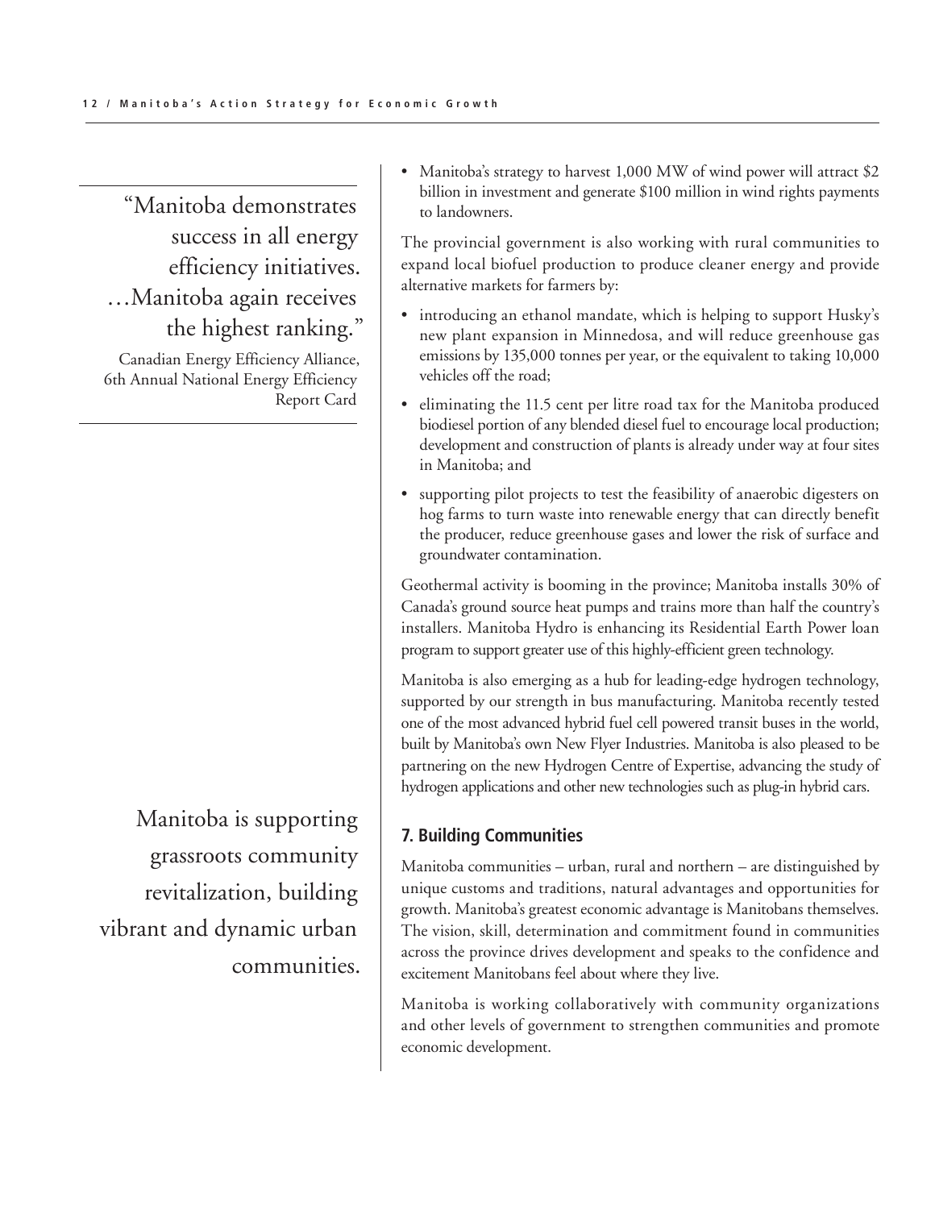> “Manitoba demonstrates success in all energy efficiency initiatives. …Manitoba again receives the highest ranking.”
>
> Canadian Energy Efficiency Alliance, 6th Annual National Energy Efficiency Report Card

- Manitoba’s strategy to harvest 1,000 MW of wind power will attract $2 billion in investment and generate $100 million in wind rights payments to landowners.

The provincial government is also working with rural communities to expand local biofuel production to produce cleaner energy and provide alternative markets for farmers by:

- introducing an ethanol mandate, which is helping to support Husky’s new plant expansion in Minnedosa, and will reduce greenhouse gas emissions by 135,000 tonnes per year, or the equivalent to taking 10,000 vehicles off the road;
- eliminating the 11.5 cent per litre road tax for the Manitoba produced biodiesel portion of any blended diesel fuel to encourage local production; development and construction of plants is already under way at four sites in Manitoba; and
- supporting pilot projects to test the feasibility of anaerobic digesters on hog farms to turn waste into renewable energy that can directly benefit the producer, reduce greenhouse gases and lower the risk of surface and groundwater contamination.

Geothermal activity is booming in the province; Manitoba installs 30% of Canada’s ground source heat pumps and trains more than half the country’s installers. Manitoba Hydro is enhancing its Residential Earth Power loan program to support greater use of this highly-efficient green technology.

Manitoba is also emerging as a hub for leading-edge hydrogen technology, supported by our strength in bus manufacturing. Manitoba recently tested one of the most advanced hybrid fuel cell powered transit buses in the world, built by Manitoba’s own New Flyer Industries. Manitoba is also pleased to be partnering on the new Hydrogen Centre of Expertise, advancing the study of hydrogen applications and other new technologies such as plug-in hybrid cars.

## 7. Building Communities

> Manitoba is supporting grassroots community revitalization, building vibrant and dynamic urban communities.

Manitoba communities – urban, rural and northern – are distinguished by unique customs and traditions, natural advantages and opportunities for growth. Manitoba’s greatest economic advantage is Manitobans themselves. The vision, skill, determination and commitment found in communities across the province drives development and speaks to the confidence and excitement Manitobans feel about where they live.

Manitoba is working collaboratively with community organizations and other levels of government to strengthen communities and promote economic development.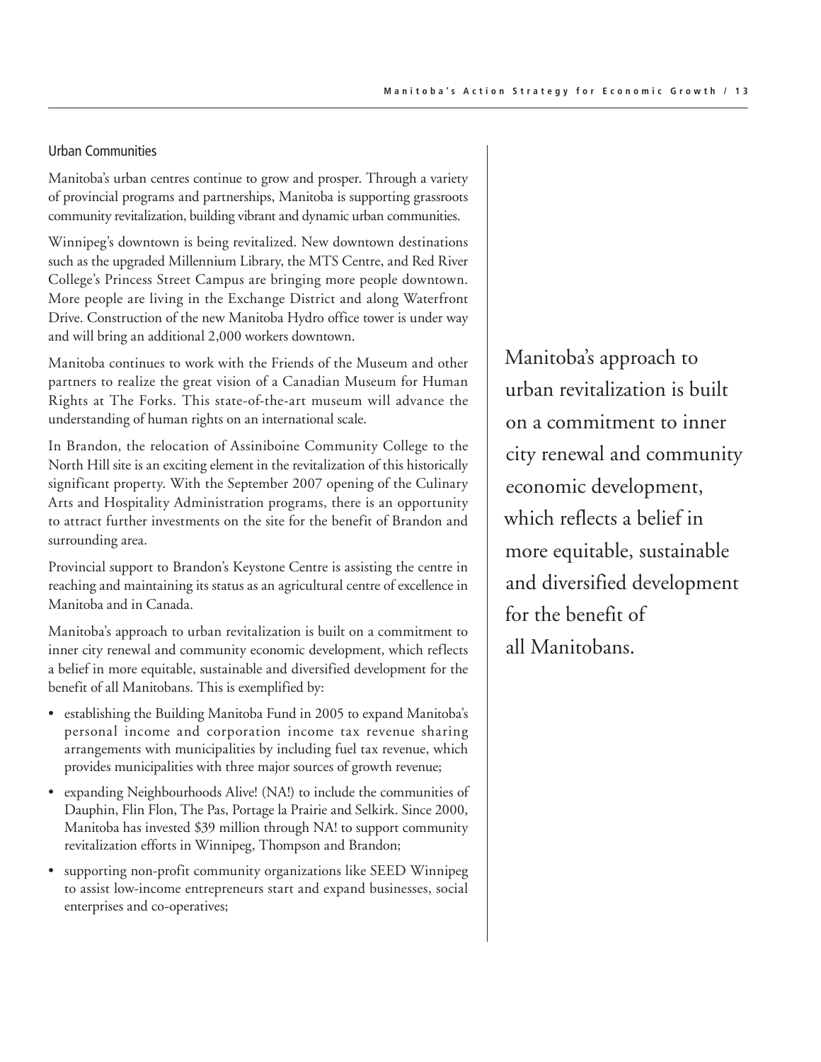## Urban Communities

Manitoba's urban centres continue to grow and prosper. Through a variety of provincial programs and partnerships, Manitoba is supporting grassroots community revitalization, building vibrant and dynamic urban communities.

Winnipeg's downtown is being revitalized. New downtown destinations such as the upgraded Millennium Library, the MTS Centre, and Red River College's Princess Street Campus are bringing more people downtown. More people are living in the Exchange District and along Waterfront Drive. Construction of the new Manitoba Hydro office tower is under way and will bring an additional 2,000 workers downtown.

Manitoba continues to work with the Friends of the Museum and other partners to realize the great vision of a Canadian Museum for Human Rights at The Forks. This state-of-the-art museum will advance the understanding of human rights on an international scale.

In Brandon, the relocation of Assiniboine Community College to the North Hill site is an exciting element in the revitalization of this historically significant property. With the September 2007 opening of the Culinary Arts and Hospitality Administration programs, there is an opportunity to attract further investments on the site for the benefit of Brandon and surrounding area.

Provincial support to Brandon's Keystone Centre is assisting the centre in reaching and maintaining its status as an agricultural centre of excellence in Manitoba and in Canada.

Manitoba's approach to urban revitalization is built on a commitment to inner city renewal and community economic development, which reflects a belief in more equitable, sustainable and diversified development for the benefit of all Manitobans. This is exemplified by:

- establishing the Building Manitoba Fund in 2005 to expand Manitoba's personal income and corporation income tax revenue sharing arrangements with municipalities by including fuel tax revenue, which provides municipalities with three major sources of growth revenue;
- expanding Neighbourhoods Alive! (NA!) to include the communities of Dauphin, Flin Flon, The Pas, Portage la Prairie and Selkirk. Since 2000, Manitoba has invested $39 million through NA! to support community revitalization efforts in Winnipeg, Thompson and Brandon;
- supporting non-profit community organizations like SEED Winnipeg to assist low-income entrepreneurs start and expand businesses, social enterprises and co-operatives;

> Manitoba's approach to urban revitalization is built on a commitment to inner city renewal and community economic development, which reflects a belief in more equitable, sustainable and diversified development for the benefit of all Manitobans.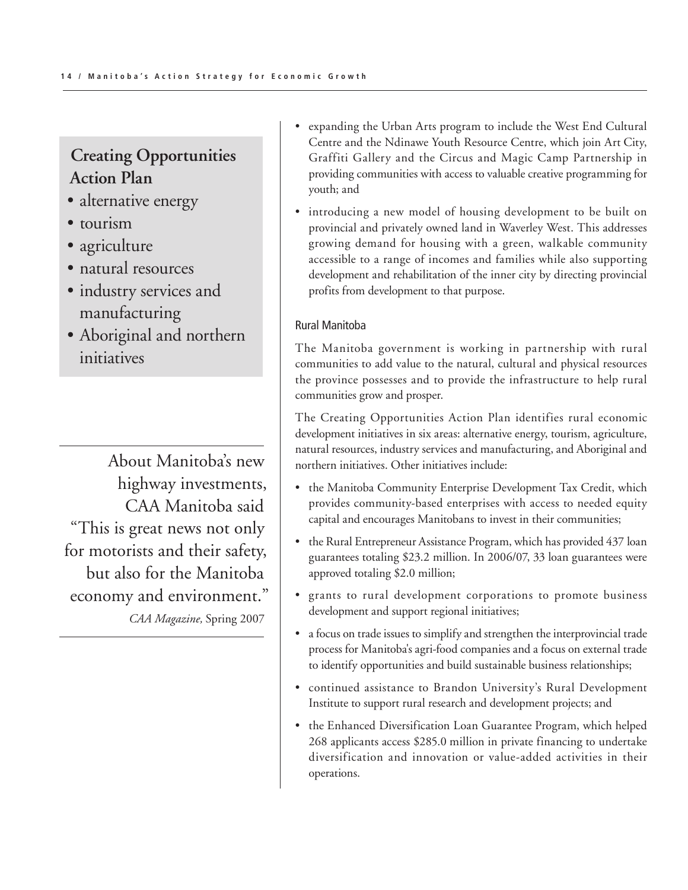## Creating Opportunities Action Plan

- alternative energy
- tourism
- agriculture
- natural resources
- industry services and manufacturing
- Aboriginal and northern initiatives

About Manitoba's new highway investments, CAA Manitoba said "This is great news not only for motorists and their safety, but also for the Manitoba economy and environment."

*CAA Magazine,* Spring 2007

- expanding the Urban Arts program to include the West End Cultural Centre and the Ndinawe Youth Resource Centre, which join Art City, Graffiti Gallery and the Circus and Magic Camp Partnership in providing communities with access to valuable creative programming for youth; and
- introducing a new model of housing development to be built on provincial and privately owned land in Waverley West. This addresses growing demand for housing with a green, walkable community accessible to a range of incomes and families while also supporting development and rehabilitation of the inner city by directing provincial profits from development to that purpose.

### Rural Manitoba

The Manitoba government is working in partnership with rural communities to add value to the natural, cultural and physical resources the province possesses and to provide the infrastructure to help rural communities grow and prosper.

The Creating Opportunities Action Plan identifies rural economic development initiatives in six areas: alternative energy, tourism, agriculture, natural resources, industry services and manufacturing, and Aboriginal and northern initiatives. Other initiatives include:

- the Manitoba Community Enterprise Development Tax Credit, which provides community-based enterprises with access to needed equity capital and encourages Manitobans to invest in their communities;
- the Rural Entrepreneur Assistance Program, which has provided 437 loan guarantees totaling $23.2 million. In 2006/07, 33 loan guarantees were approved totaling $2.0 million;
- grants to rural development corporations to promote business development and support regional initiatives;
- a focus on trade issues to simplify and strengthen the interprovincial trade process for Manitoba's agri-food companies and a focus on external trade to identify opportunities and build sustainable business relationships;
- continued assistance to Brandon University's Rural Development Institute to support rural research and development projects; and
- the Enhanced Diversification Loan Guarantee Program, which helped 268 applicants access $285.0 million in private financing to undertake diversification and innovation or value-added activities in their operations.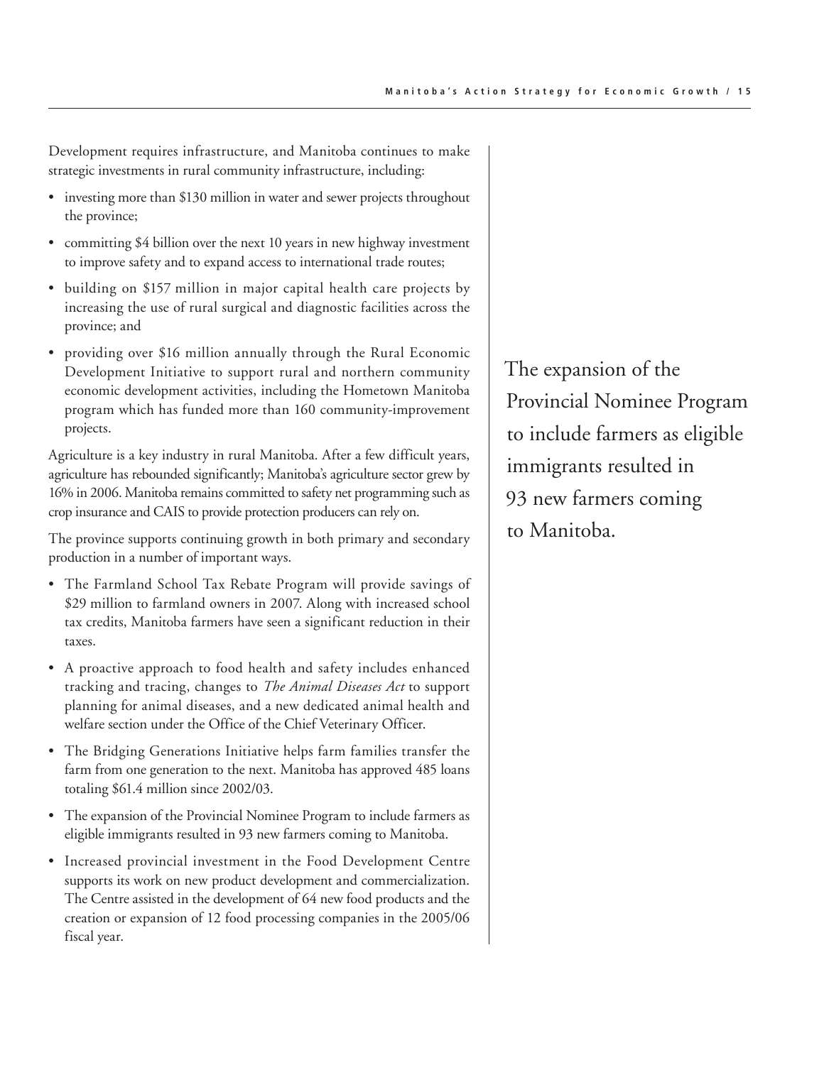Development requires infrastructure, and Manitoba continues to make strategic investments in rural community infrastructure, including:

- investing more than $130 million in water and sewer projects throughout the province;
- committing $4 billion over the next 10 years in new highway investment to improve safety and to expand access to international trade routes;
- building on $157 million in major capital health care projects by increasing the use of rural surgical and diagnostic facilities across the province; and
- providing over $16 million annually through the Rural Economic Development Initiative to support rural and northern community economic development activities, including the Hometown Manitoba program which has funded more than 160 community-improvement projects.

Agriculture is a key industry in rural Manitoba. After a few difficult years, agriculture has rebounded significantly; Manitoba's agriculture sector grew by 16% in 2006. Manitoba remains committed to safety net programming such as crop insurance and CAIS to provide protection producers can rely on.

The province supports continuing growth in both primary and secondary production in a number of important ways.

- The Farmland School Tax Rebate Program will provide savings of $29 million to farmland owners in 2007. Along with increased school tax credits, Manitoba farmers have seen a significant reduction in their taxes.
- A proactive approach to food health and safety includes enhanced tracking and tracing, changes to *The Animal Diseases Act* to support planning for animal diseases, and a new dedicated animal health and welfare section under the Office of the Chief Veterinary Officer.
- The Bridging Generations Initiative helps farm families transfer the farm from one generation to the next. Manitoba has approved 485 loans totaling $61.4 million since 2002/03.
- The expansion of the Provincial Nominee Program to include farmers as eligible immigrants resulted in 93 new farmers coming to Manitoba.
- Increased provincial investment in the Food Development Centre supports its work on new product development and commercialization. The Centre assisted in the development of 64 new food products and the creation or expansion of 12 food processing companies in the 2005/06 fiscal year.

> The expansion of the Provincial Nominee Program to include farmers as eligible immigrants resulted in 93 new farmers coming to Manitoba.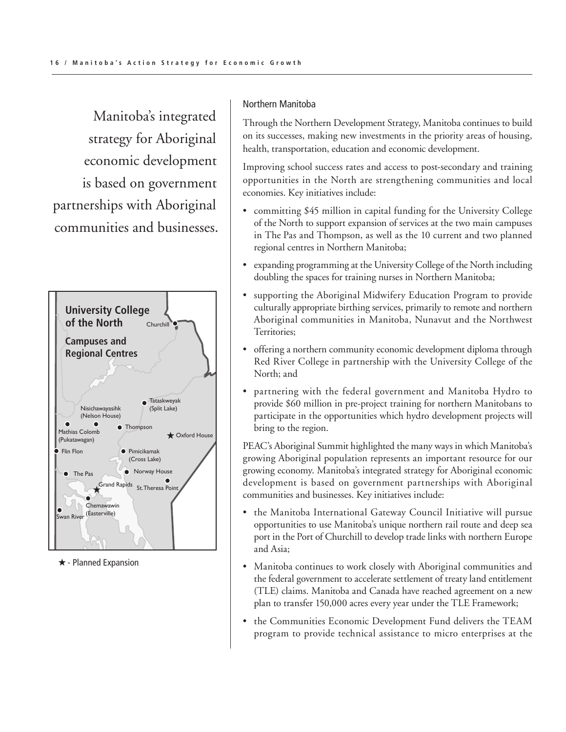Manitoba's integrated strategy for Aboriginal economic development is based on government partnerships with Aboriginal communities and businesses.

**University College of the North**

**Campuses and Regional Centres**

Churchill, Tataskweyak (Split Lake), Nisichawayasihk (Nelson House), Thompson, Mathias Colomb (Pukatawagan), Oxford House, Flin Flon, Pimicikamak (Cross Lake), The Pas, Norway House, Grand Rapids, St. Theresa Point, Chemawawin (Easterville), Swan River

★ - Planned Expansion

## Northern Manitoba

Through the Northern Development Strategy, Manitoba continues to build on its successes, making new investments in the priority areas of housing, health, transportation, education and economic development.

Improving school success rates and access to post-secondary and training opportunities in the North are strengthening communities and local economies. Key initiatives include:

- committing $45 million in capital funding for the University College of the North to support expansion of services at the two main campuses in The Pas and Thompson, as well as the 10 current and two planned regional centres in Northern Manitoba;
- expanding programming at the University College of the North including doubling the spaces for training nurses in Northern Manitoba;
- supporting the Aboriginal Midwifery Education Program to provide culturally appropriate birthing services, primarily to remote and northern Aboriginal communities in Manitoba, Nunavut and the Northwest Territories;
- offering a northern community economic development diploma through Red River College in partnership with the University College of the North; and
- partnering with the federal government and Manitoba Hydro to provide $60 million in pre-project training for northern Manitobans to participate in the opportunities which hydro development projects will bring to the region.

PEAC's Aboriginal Summit highlighted the many ways in which Manitoba's growing Aboriginal population represents an important resource for our growing economy. Manitoba's integrated strategy for Aboriginal economic development is based on government partnerships with Aboriginal communities and businesses. Key initiatives include:

- the Manitoba International Gateway Council Initiative will pursue opportunities to use Manitoba's unique northern rail route and deep sea port in the Port of Churchill to develop trade links with northern Europe and Asia;
- Manitoba continues to work closely with Aboriginal communities and the federal government to accelerate settlement of treaty land entitlement (TLE) claims. Manitoba and Canada have reached agreement on a new plan to transfer 150,000 acres every year under the TLE Framework;
- the Communities Economic Development Fund delivers the TEAM program to provide technical assistance to micro enterprises at the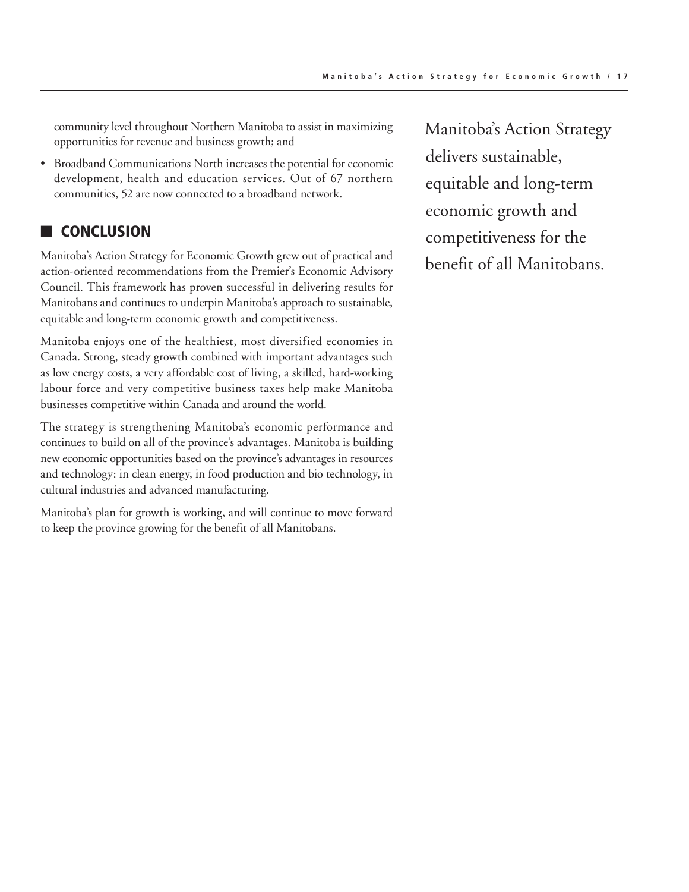community level throughout Northern Manitoba to assist in maximizing opportunities for revenue and business growth; and

- Broadband Communications North increases the potential for economic development, health and education services. Out of 67 northern communities, 52 are now connected to a broadband network.

## CONCLUSION

Manitoba's Action Strategy for Economic Growth grew out of practical and action-oriented recommendations from the Premier's Economic Advisory Council. This framework has proven successful in delivering results for Manitobans and continues to underpin Manitoba's approach to sustainable, equitable and long-term economic growth and competitiveness.

Manitoba enjoys one of the healthiest, most diversified economies in Canada. Strong, steady growth combined with important advantages such as low energy costs, a very affordable cost of living, a skilled, hard-working labour force and very competitive business taxes help make Manitoba businesses competitive within Canada and around the world.

The strategy is strengthening Manitoba's economic performance and continues to build on all of the province's advantages. Manitoba is building new economic opportunities based on the province's advantages in resources and technology: in clean energy, in food production and bio technology, in cultural industries and advanced manufacturing.

Manitoba's plan for growth is working, and will continue to move forward to keep the province growing for the benefit of all Manitobans.

Manitoba's Action Strategy delivers sustainable, equitable and long-term economic growth and competitiveness for the benefit of all Manitobans.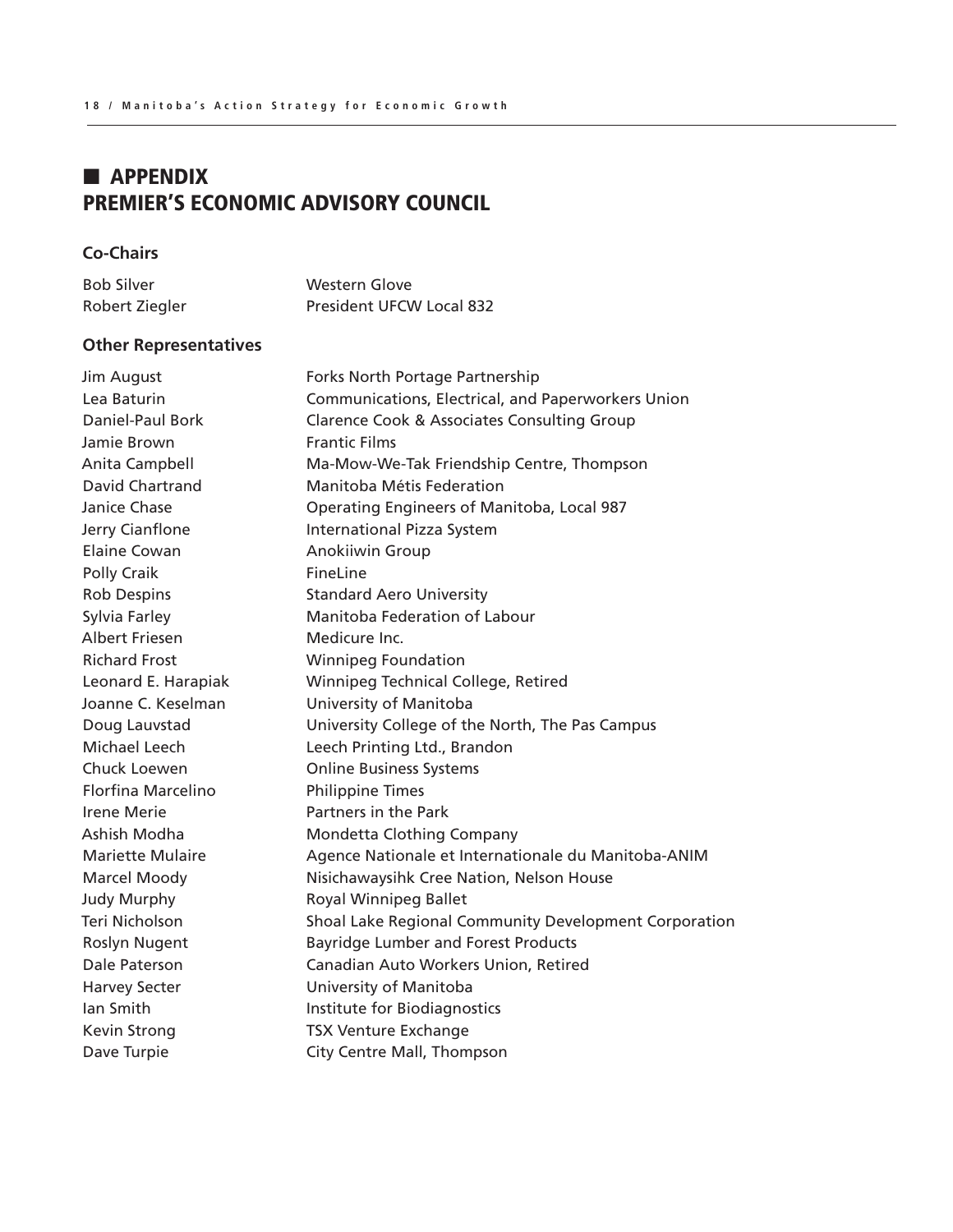# ■ APPENDIX
# PREMIER'S ECONOMIC ADVISORY COUNCIL

### Co-Chairs

| | |
|---|---|
| Bob Silver | Western Glove |
| Robert Ziegler | President UFCW Local 832 |

### Other Representatives

| | |
|---|---|
| Jim August | Forks North Portage Partnership |
| Lea Baturin | Communications, Electrical, and Paperworkers Union |
| Daniel-Paul Bork | Clarence Cook & Associates Consulting Group |
| Jamie Brown | Frantic Films |
| Anita Campbell | Ma-Mow-We-Tak Friendship Centre, Thompson |
| David Chartrand | Manitoba Métis Federation |
| Janice Chase | Operating Engineers of Manitoba, Local 987 |
| Jerry Cianflone | International Pizza System |
| Elaine Cowan | Anokiiwin Group |
| Polly Craik | FineLine |
| Rob Despins | Standard Aero University |
| Sylvia Farley | Manitoba Federation of Labour |
| Albert Friesen | Medicure Inc. |
| Richard Frost | Winnipeg Foundation |
| Leonard E. Harapiak | Winnipeg Technical College, Retired |
| Joanne C. Keselman | University of Manitoba |
| Doug Lauvstad | University College of the North, The Pas Campus |
| Michael Leech | Leech Printing Ltd., Brandon |
| Chuck Loewen | Online Business Systems |
| Florfina Marcelino | Philippine Times |
| Irene Merie | Partners in the Park |
| Ashish Modha | Mondetta Clothing Company |
| Mariette Mulaire | Agence Nationale et Internationale du Manitoba-ANIM |
| Marcel Moody | Nisichawaysihk Cree Nation, Nelson House |
| Judy Murphy | Royal Winnipeg Ballet |
| Teri Nicholson | Shoal Lake Regional Community Development Corporation |
| Roslyn Nugent | Bayridge Lumber and Forest Products |
| Dale Paterson | Canadian Auto Workers Union, Retired |
| Harvey Secter | University of Manitoba |
| Ian Smith | Institute for Biodiagnostics |
| Kevin Strong | TSX Venture Exchange |
| Dave Turpie | City Centre Mall, Thompson |